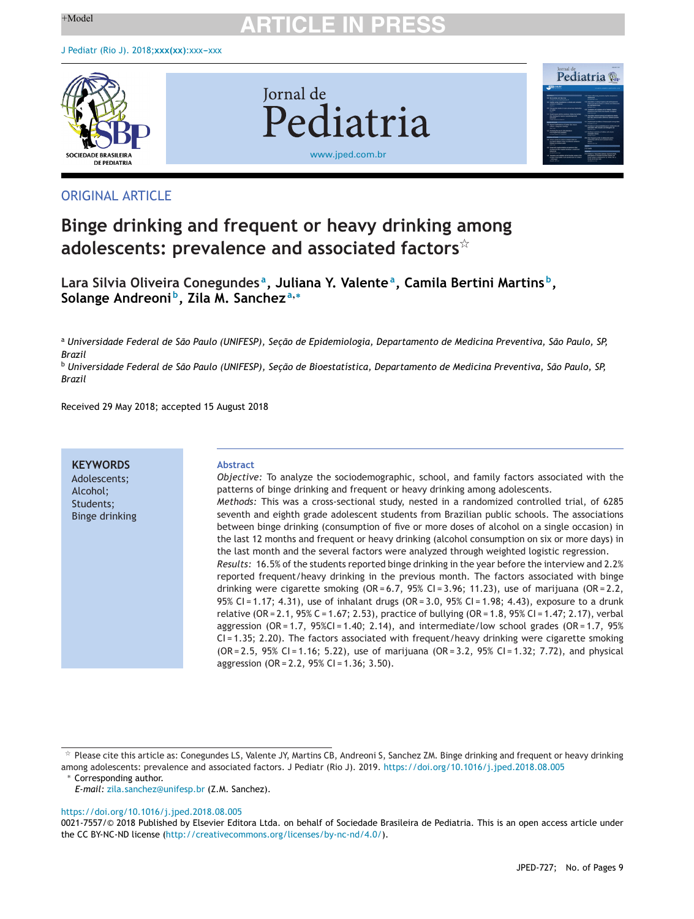ORIGINAL ARTICLE

# Binge drinking and frequent or heavy drinking among adolescents: prevalence and associated factors[☆]

**Lara Silvia Oliveira Conegundes[a], Juliana Y. Valente[a], Camila Bertini Martins[b], Solange Andreoni[b], Zila M. Sanchez[a,*]**

[a] *Universidade Federal de São Paulo (UNIFESP), Seção de Epidemiologia, Departamento de Medicina Preventiva, São Paulo, SP, Brazil*

[b] *Universidade Federal de São Paulo (UNIFESP), Seção de Bioestatística, Departamento de Medicina Preventiva, São Paulo, SP, Brazil*

Received 29 May 2018; accepted 15 August 2018

**KEYWORDS**
Adolescents;
Alcohol;
Students;
Binge drinking

## Abstract

*Objective:* To analyze the sociodemographic, school, and family factors associated with the patterns of binge drinking and frequent or heavy drinking among adolescents.

*Methods:* This was a cross-sectional study, nested in a randomized controlled trial, of 6285 seventh and eighth grade adolescent students from Brazilian public schools. The associations between binge drinking (consumption of five or more doses of alcohol on a single occasion) in the last 12 months and frequent or heavy drinking (alcohol consumption on six or more days) in the last month and the several factors were analyzed through weighted logistic regression.

*Results:* 16.5% of the students reported binge drinking in the year before the interview and 2.2% reported frequent/heavy drinking in the previous month. The factors associated with binge drinking were cigarette smoking (OR = 6.7, 95% CI = 3.96; 11.23), use of marijuana (OR = 2.2, 95% CI = 1.17; 4.31), use of inhalant drugs (OR = 3.0, 95% CI = 1.98; 4.43), exposure to a drunk relative (OR = 2.1, 95% C = 1.67; 2.53), practice of bullying (OR = 1.8, 95% CI = 1.47; 2.17), verbal aggression (OR = 1.7, 95%CI = 1.40; 2.14), and intermediate/low school grades (OR = 1.7, 95% CI = 1.35; 2.20). The factors associated with frequent/heavy drinking were cigarette smoking (OR = 2.5, 95% CI = 1.16; 5.22), use of marijuana (OR = 3.2, 95% CI = 1.32; 7.72), and physical aggression (OR = 2.2, 95% CI = 1.36; 3.50).

---

☆ Please cite this article as: Conegundes LS, Valente JY, Martins CB, Andreoni S, Sanchez ZM. Binge drinking and frequent or heavy drinking among adolescents: prevalence and associated factors. J Pediatr (Rio J). 2019. https://doi.org/10.1016/j.jped.2018.08.005

\* Corresponding author.
*E-mail:* zila.sanchez@unifesp.br (Z.M. Sanchez).

https://doi.org/10.1016/j.jped.2018.08.005
0021-7557/© 2018 Published by Elsevier Editora Ltda. on behalf of Sociedade Brasileira de Pediatria. This is an open access article under the CC BY-NC-ND license (http://creativecommons.org/licenses/by-nc-nd/4.0/).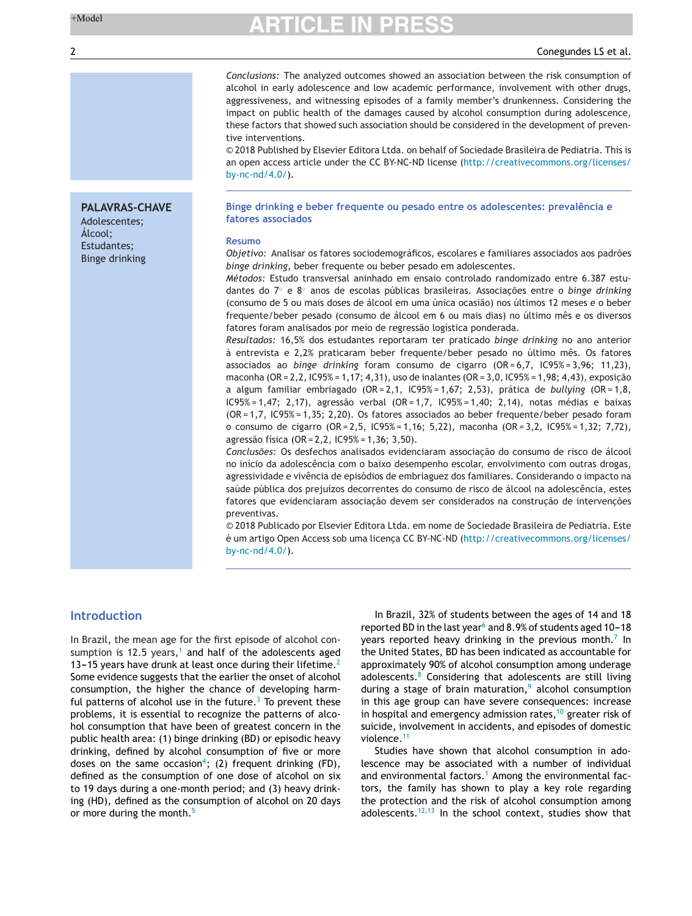*Conclusions:* The analyzed outcomes showed an association between the risk consumption of alcohol in early adolescence and low academic performance, involvement with other drugs, aggressiveness, and witnessing episodes of a family member's drunkenness. Considering the impact on public health of the damages caused by alcohol consumption during adolescence, these factors that showed such association should be considered in the development of preventive interventions.

© 2018 Published by Elsevier Editora Ltda. on behalf of Sociedade Brasileira de Pediatria. This is an open access article under the CC BY-NC-ND license (http://creativecommons.org/licenses/by-nc-nd/4.0/).

**PALAVRAS-CHAVE**
Adolescentes;
Álcool;
Estudantes;
Binge drinking

## Binge drinking e beber frequente ou pesado entre os adolescentes: prevalência e fatores associados

### Resumo

*Objetivo:* Analisar os fatores sociodemográficos, escolares e familiares associados aos padrões *binge drinking*, beber frequente ou beber pesado em adolescentes.

*Métodos:* Estudo transversal aninhado em ensaio controlado randomizado entre 6.387 estudantes do 7° e 8° anos de escolas públicas brasileiras. Associações entre o *binge drinking* (consumo de 5 ou mais doses de álcool em uma única ocasião) nos últimos 12 meses e o beber frequente/beber pesado (consumo de álcool em 6 ou mais dias) no último mês e os diversos fatores foram analisados por meio de regressão logística ponderada.

*Resultados:* 16,5% dos estudantes reportaram ter praticado *binge drinking* no ano anterior à entrevista e 2,2% praticaram beber frequente/beber pesado no último mês. Os fatores associados ao *binge drinking* foram consumo de cigarro (OR = 6,7, IC95% = 3,96; 11,23), maconha (OR = 2,2, IC95% = 1,17; 4,31), uso de inalantes (OR = 3,0, IC95% = 1,98; 4,43), exposição a algum familiar embriagado (OR = 2,1, IC95% = 1,67; 2,53), prática de *bullying* (OR = 1,8, IC95% = 1,47; 2,17), agressão verbal (OR = 1,7, IC95% = 1,40; 2,14), notas médias e baixas (OR = 1,7, IC95% = 1,35; 2,20). Os fatores associados ao beber frequente/beber pesado foram o consumo de cigarro (OR = 2,5, IC95% = 1,16; 5,22), maconha (OR = 3,2, IC95% = 1,32; 7,72), agressão física (OR = 2,2, IC95% = 1,36; 3,50).

*Conclusões:* Os desfechos analisados evidenciaram associação do consumo de risco de álcool no início da adolescência com o baixo desempenho escolar, envolvimento com outras drogas, agressividade e vivência de episódios de embriaguez dos familiares. Considerando o impacto na saúde pública dos prejuízos decorrentes do consumo de risco de álcool na adolescência, estes fatores que evidenciaram associação devem ser considerados na construção de intervenções preventivas.

© 2018 Publicado por Elsevier Editora Ltda. em nome de Sociedade Brasileira de Pediatria. Este é um artigo Open Access sob uma licença CC BY-NC-ND (http://creativecommons.org/licenses/by-nc-nd/4.0/).

## Introduction

In Brazil, the mean age for the first episode of alcohol consumption is 12.5 years,[1] and half of the adolescents aged 13–15 years have drunk at least once during their lifetime.[2] Some evidence suggests that the earlier the onset of alcohol consumption, the higher the chance of developing harmful patterns of alcohol use in the future.[3] To prevent these problems, it is essential to recognize the patterns of alcohol consumption that have been of greatest concern in the public health area: (1) binge drinking (BD) or episodic heavy drinking, defined by alcohol consumption of five or more doses on the same occasion[4]; (2) frequent drinking (FD), defined as the consumption of one dose of alcohol on six to 19 days during a one-month period; and (3) heavy drinking (HD), defined as the consumption of alcohol on 20 days or more during the month.[5]

In Brazil, 32% of students between the ages of 14 and 18 reported BD in the last year[6] and 8.9% of students aged 10–18 years reported heavy drinking in the previous month.[7] In the United States, BD has been indicated as accountable for approximately 90% of alcohol consumption among underage adolescents.[8] Considering that adolescents are still living during a stage of brain maturation,[9] alcohol consumption in this age group can have severe consequences: increase in hospital and emergency admission rates,[10] greater risk of suicide, involvement in accidents, and episodes of domestic violence.[11]

Studies have shown that alcohol consumption in adolescence may be associated with a number of individual and environmental factors.[1] Among the environmental factors, the family has shown to play a key role regarding the protection and the risk of alcohol consumption among adolescents.[12,13] In the school context, studies show that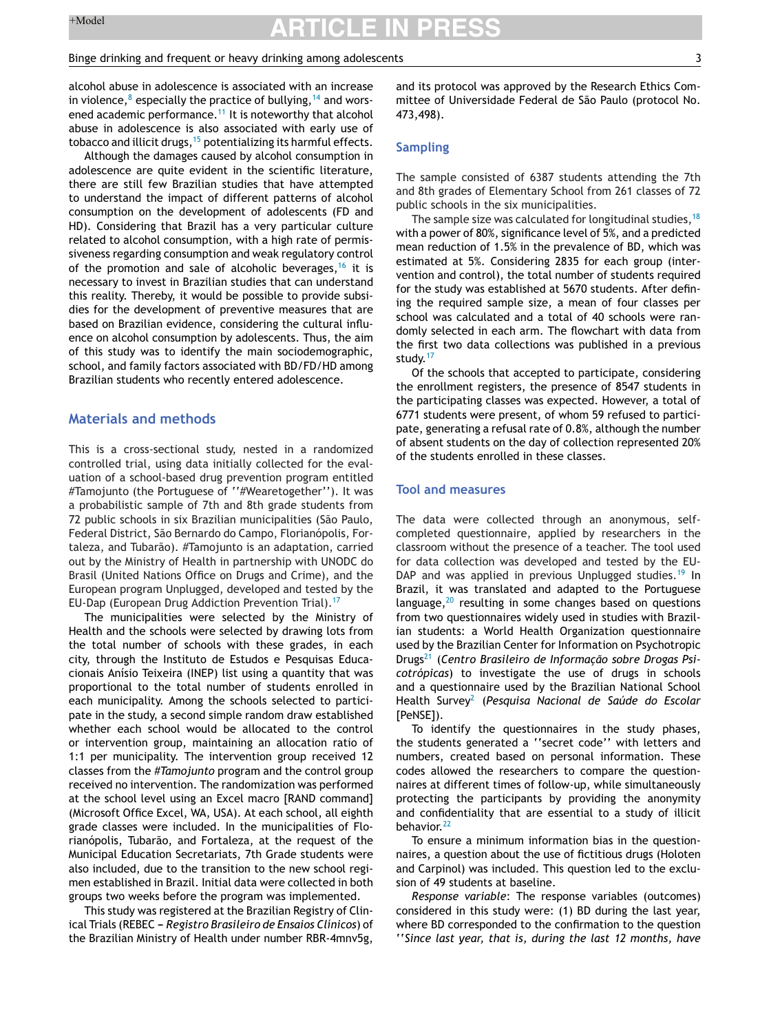alcohol abuse in adolescence is associated with an increase in violence,[8] especially the practice of bullying,[14] and worsened academic performance.[11] It is noteworthy that alcohol abuse in adolescence is also associated with early use of tobacco and illicit drugs,[15] potentializing its harmful effects.

Although the damages caused by alcohol consumption in adolescence are quite evident in the scientific literature, there are still few Brazilian studies that have attempted to understand the impact of different patterns of alcohol consumption on the development of adolescents (FD and HD). Considering that Brazil has a very particular culture related to alcohol consumption, with a high rate of permissiveness regarding consumption and weak regulatory control of the promotion and sale of alcoholic beverages,[16] it is necessary to invest in Brazilian studies that can understand this reality. Thereby, it would be possible to provide subsidies for the development of preventive measures that are based on Brazilian evidence, considering the cultural influence on alcohol consumption by adolescents. Thus, the aim of this study was to identify the main sociodemographic, school, and family factors associated with BD/FD/HD among Brazilian students who recently entered adolescence.

## Materials and methods

This is a cross-sectional study, nested in a randomized controlled trial, using data initially collected for the evaluation of a school-based drug prevention program entitled #Tamojunto (the Portuguese of ''#Wearetogether''). It was a probabilistic sample of 7th and 8th grade students from 72 public schools in six Brazilian municipalities (São Paulo, Federal District, São Bernardo do Campo, Florianópolis, Fortaleza, and Tubarão). #Tamojunto is an adaptation, carried out by the Ministry of Health in partnership with UNODC do Brasil (United Nations Office on Drugs and Crime), and the European program Unplugged, developed and tested by the EU-Dap (European Drug Addiction Prevention Trial).[17]

The municipalities were selected by the Ministry of Health and the schools were selected by drawing lots from the total number of schools with these grades, in each city, through the Instituto de Estudos e Pesquisas Educacionais Anísio Teixeira (INEP) list using a quantity that was proportional to the total number of students enrolled in each municipality. Among the schools selected to participate in the study, a second simple random draw established whether each school would be allocated to the control or intervention group, maintaining an allocation ratio of 1:1 per municipality. The intervention group received 12 classes from the *#Tamojunto* program and the control group received no intervention. The randomization was performed at the school level using an Excel macro [RAND command] (Microsoft Office Excel, WA, USA). At each school, all eighth grade classes were included. In the municipalities of Florianópolis, Tubarão, and Fortaleza, at the request of the Municipal Education Secretariats, 7th Grade students were also included, due to the transition to the new school regimen established in Brazil. Initial data were collected in both groups two weeks before the program was implemented.

This study was registered at the Brazilian Registry of Clinical Trials (REBEC -- *Registro Brasileiro de Ensaios Clínicos*) of the Brazilian Ministry of Health under number RBR-4mnv5g, and its protocol was approved by the Research Ethics Committee of Universidade Federal de São Paulo (protocol No. 473,498).

### Sampling

The sample consisted of 6387 students attending the 7th and 8th grades of Elementary School from 261 classes of 72 public schools in the six municipalities.

The sample size was calculated for longitudinal studies,[18] with a power of 80%, significance level of 5%, and a predicted mean reduction of 1.5% in the prevalence of BD, which was estimated at 5%. Considering 2835 for each group (intervention and control), the total number of students required for the study was established at 5670 students. After defining the required sample size, a mean of four classes per school was calculated and a total of 40 schools were randomly selected in each arm. The flowchart with data from the first two data collections was published in a previous study.[17]

Of the schools that accepted to participate, considering the enrollment registers, the presence of 8547 students in the participating classes was expected. However, a total of 6771 students were present, of whom 59 refused to participate, generating a refusal rate of 0.8%, although the number of absent students on the day of collection represented 20% of the students enrolled in these classes.

### Tool and measures

The data were collected through an anonymous, self-completed questionnaire, applied by researchers in the classroom without the presence of a teacher. The tool used for data collection was developed and tested by the EU-DAP and was applied in previous Unplugged studies.[19] In Brazil, it was translated and adapted to the Portuguese language,[20] resulting in some changes based on questions from two questionnaires widely used in studies with Brazilian students: a World Health Organization questionnaire used by the Brazilian Center for Information on Psychotropic Drugs[21] (*Centro Brasileiro de Informação sobre Drogas Psicotrópicas*) to investigate the use of drugs in schools and a questionnaire used by the Brazilian National School Health Survey[2] (*Pesquisa Nacional de Saúde do Escolar* [PeNSE]).

To identify the questionnaires in the study phases, the students generated a ''secret code'' with letters and numbers, created based on personal information. These codes allowed the researchers to compare the questionnaires at different times of follow-up, while simultaneously protecting the participants by providing the anonymity and confidentiality that are essential to a study of illicit behavior.[22]

To ensure a minimum information bias in the questionnaires, a question about the use of fictitious drugs (Holoten and Carpinol) was included. This question led to the exclusion of 49 students at baseline.

*Response variable*: The response variables (outcomes) considered in this study were: (1) BD during the last year, where BD corresponded to the confirmation to the question ''*Since last year, that is, during the last 12 months, have*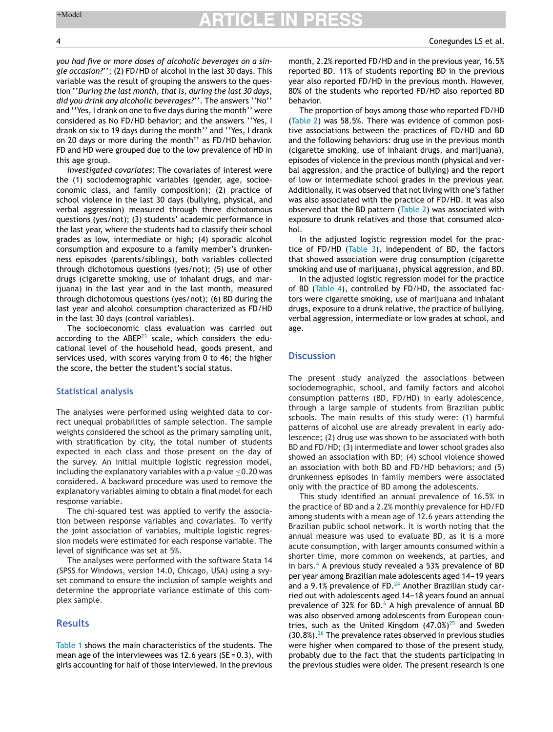*you had five or more doses of alcoholic beverages on a single occasion?*''; (2) FD/HD of alcohol in the last 30 days. This variable was the result of grouping the answers to the question ''*During the last month, that is, during the last 30 days, did you drink any alcoholic beverages?*''. The answers ''No'' and ''Yes, I drank on one to five days during the month'' were considered as No FD/HD behavior; and the answers ''Yes, I drank on six to 19 days during the month'' and ''Yes, I drank on 20 days or more during the month'' as FD/HD behavior. FD and HD were grouped due to the low prevalence of HD in this age group.

*Investigated covariates*: The covariates of interest were the (1) sociodemographic variables (gender, age, socioeconomic class, and family composition); (2) practice of school violence in the last 30 days (bullying, physical, and verbal aggression) measured through three dichotomous questions (yes/not); (3) students' academic performance in the last year, where the students had to classify their school grades as low, intermediate or high; (4) sporadic alcohol consumption and exposure to a family member's drunkenness episodes (parents/siblings), both variables collected through dichotomous questions (yes/not); (5) use of other drugs (cigarette smoking, use of inhalant drugs, and marijuana) in the last year and in the last month, measured through dichotomous questions (yes/not); (6) BD during the last year and alcohol consumption characterized as FD/HD in the last 30 days (control variables).

The socioeconomic class evaluation was carried out according to the ABEP[23] scale, which considers the educational level of the household head, goods present, and services used, with scores varying from 0 to 46; the higher the score, the better the student's social status.

## Statistical analysis

The analyses were performed using weighted data to correct unequal probabilities of sample selection. The sample weights considered the school as the primary sampling unit, with stratification by city, the total number of students expected in each class and those present on the day of the survey. An initial multiple logistic regression model, including the explanatory variables with a *p*-value $\leq$0.20 was considered. A backward procedure was used to remove the explanatory variables aiming to obtain a final model for each response variable.

The chi-squared test was applied to verify the association between response variables and covariates. To verify the joint association of variables, multiple logistic regression models were estimated for each response variable. The level of significance was set at 5%.

The analyses were performed with the software Stata 14 (SPSS for Windows, version 14.0, Chicago, USA) using a svyset command to ensure the inclusion of sample weights and determine the appropriate variance estimate of this complex sample.

## Results

Table 1 shows the main characteristics of the students. The mean age of the interviewees was 12.6 years (SE = 0.3), with girls accounting for half of those interviewed. In the previous month, 2.2% reported FD/HD and in the previous year, 16.5% reported BD. 11% of students reporting BD in the previous year also reported FD/HD in the previous month. However, 80% of the students who reported FD/HD also reported BD behavior.

The proportion of boys among those who reported FD/HD (Table 2) was 58.5%. There was evidence of common positive associations between the practices of FD/HD and BD and the following behaviors: drug use in the previous month (cigarette smoking, use of inhalant drugs, and marijuana), episodes of violence in the previous month (physical and verbal aggression, and the practice of bullying) and the report of low or intermediate school grades in the previous year. Additionally, it was observed that not living with one's father was also associated with the practice of FD/HD. It was also observed that the BD pattern (Table 2) was associated with exposure to drunk relatives and those that consumed alcohol.

In the adjusted logistic regression model for the practice of FD/HD (Table 3), independent of BD, the factors that showed association were drug consumption (cigarette smoking and use of marijuana), physical aggression, and BD.

In the adjusted logistic regression model for the practice of BD (Table 4), controlled by FD/HD, the associated factors were cigarette smoking, use of marijuana and inhalant drugs, exposure to a drunk relative, the practice of bullying, verbal aggression, intermediate or low grades at school, and age.

## Discussion

The present study analyzed the associations between sociodemographic, school, and family factors and alcohol consumption patterns (BD, FD/HD) in early adolescence, through a large sample of students from Brazilian public schools. The main results of this study were: (1) harmful patterns of alcohol use are already prevalent in early adolescence; (2) drug use was shown to be associated with both BD and FD/HD; (3) intermediate and lower school grades also showed an association with BD; (4) school violence showed an association with both BD and FD/HD behaviors; and (5) drunkenness episodes in family members were associated only with the practice of BD among the adolescents.

This study identified an annual prevalence of 16.5% in the practice of BD and a 2.2% monthly prevalence for HD/FD among students with a mean age of 12.6 years attending the Brazilian public school network. It is worth noting that the annual measure was used to evaluate BD, as it is a more acute consumption, with larger amounts consumed within a shorter time, more common on weekends, at parties, and in bars.[4] A previous study revealed a 53% prevalence of BD per year among Brazilian male adolescents aged 14–19 years and a 9.1% prevalence of FD.[24] Another Brazilian study carried out with adolescents aged 14–18 years found an annual prevalence of 32% for BD.[6] A high prevalence of annual BD was also observed among adolescents from European countries, such as the United Kingdom (47.0%)[25] and Sweden (30.8%).[26] The prevalence rates observed in previous studies were higher when compared to those of the present study, probably due to the fact that the students participating in the previous studies were older. The present research is one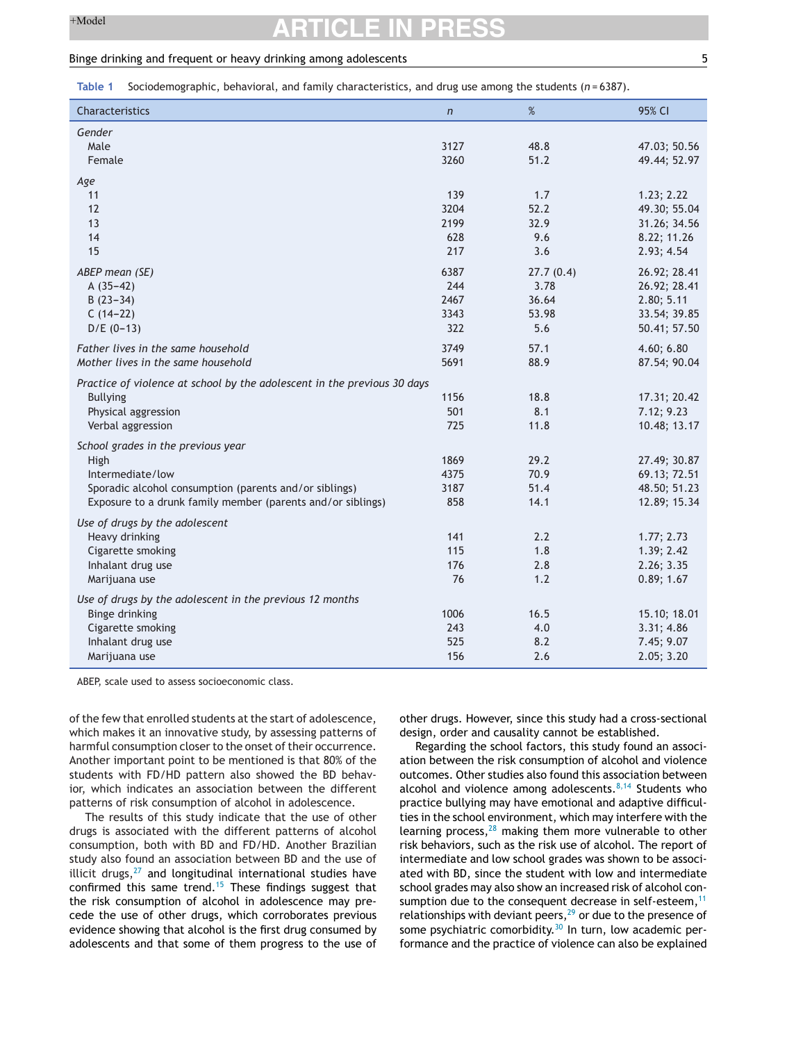**Table 1** Sociodemographic, behavioral, and family characteristics, and drug use among the students (n = 6387).

| Characteristics | n | % | 95% CI |
|---|---|---|---|
| *Gender* | | | |
| Male | 3127 | 48.8 | 47.03; 50.56 |
| Female | 3260 | 51.2 | 49.44; 52.97 |
| *Age* | | | |
| 11 | 139 | 1.7 | 1.23; 2.22 |
| 12 | 3204 | 52.2 | 49.30; 55.04 |
| 13 | 2199 | 32.9 | 31.26; 34.56 |
| 14 | 628 | 9.6 | 8.22; 11.26 |
| 15 | 217 | 3.6 | 2.93; 4.54 |
| *ABEP mean (SE)* | 6387 | 27.7 (0.4) | 26.92; 28.41 |
| A (35−42) | 244 | 3.78 | 26.92; 28.41 |
| B (23−34) | 2467 | 36.64 | 2.80; 5.11 |
| C (14−22) | 3343 | 53.98 | 33.54; 39.85 |
| D/E (0−13) | 322 | 5.6 | 50.41; 57.50 |
| *Father lives in the same household* | 3749 | 57.1 | 4.60; 6.80 |
| *Mother lives in the same household* | 5691 | 88.9 | 87.54; 90.04 |
| *Practice of violence at school by the adolescent in the previous 30 days* | | | |
| Bullying | 1156 | 18.8 | 17.31; 20.42 |
| Physical aggression | 501 | 8.1 | 7.12; 9.23 |
| Verbal aggression | 725 | 11.8 | 10.48; 13.17 |
| *School grades in the previous year* | | | |
| High | 1869 | 29.2 | 27.49; 30.87 |
| Intermediate/low | 4375 | 70.9 | 69.13; 72.51 |
| Sporadic alcohol consumption (parents and/or siblings) | 3187 | 51.4 | 48.50; 51.23 |
| Exposure to a drunk family member (parents and/or siblings) | 858 | 14.1 | 12.89; 15.34 |
| *Use of drugs by the adolescent* | | | |
| Heavy drinking | 141 | 2.2 | 1.77; 2.73 |
| Cigarette smoking | 115 | 1.8 | 1.39; 2.42 |
| Inhalant drug use | 176 | 2.8 | 2.26; 3.35 |
| Marijuana use | 76 | 1.2 | 0.89; 1.67 |
| *Use of drugs by the adolescent in the previous 12 months* | | | |
| Binge drinking | 1006 | 16.5 | 15.10; 18.01 |
| Cigarette smoking | 243 | 4.0 | 3.31; 4.86 |
| Inhalant drug use | 525 | 8.2 | 7.45; 9.07 |
| Marijuana use | 156 | 2.6 | 2.05; 3.20 |

ABEP, scale used to assess socioeconomic class.

of the few that enrolled students at the start of adolescence, which makes it an innovative study, by assessing patterns of harmful consumption closer to the onset of their occurrence. Another important point to be mentioned is that 80% of the students with FD/HD pattern also showed the BD behavior, which indicates an association between the different patterns of risk consumption of alcohol in adolescence.

The results of this study indicate that the use of other drugs is associated with the different patterns of alcohol consumption, both with BD and FD/HD. Another Brazilian study also found an association between BD and the use of illicit drugs,[27] and longitudinal international studies have confirmed this same trend.[15] These findings suggest that the risk consumption of alcohol in adolescence may precede the use of other drugs, which corroborates previous evidence showing that alcohol is the first drug consumed by adolescents and that some of them progress to the use of other drugs. However, since this study had a cross-sectional design, order and causality cannot be established.

Regarding the school factors, this study found an association between the risk consumption of alcohol and violence outcomes. Other studies also found this association between alcohol and violence among adolescents.[8,14] Students who practice bullying may have emotional and adaptive difficulties in the school environment, which may interfere with the learning process,[28] making them more vulnerable to other risk behaviors, such as the risk use of alcohol. The report of intermediate and low school grades was shown to be associated with BD, since the student with low and intermediate school grades may also show an increased risk of alcohol consumption due to the consequent decrease in self-esteem,[11] relationships with deviant peers,[29] or due to the presence of some psychiatric comorbidity.[30] In turn, low academic performance and the practice of violence can also be explained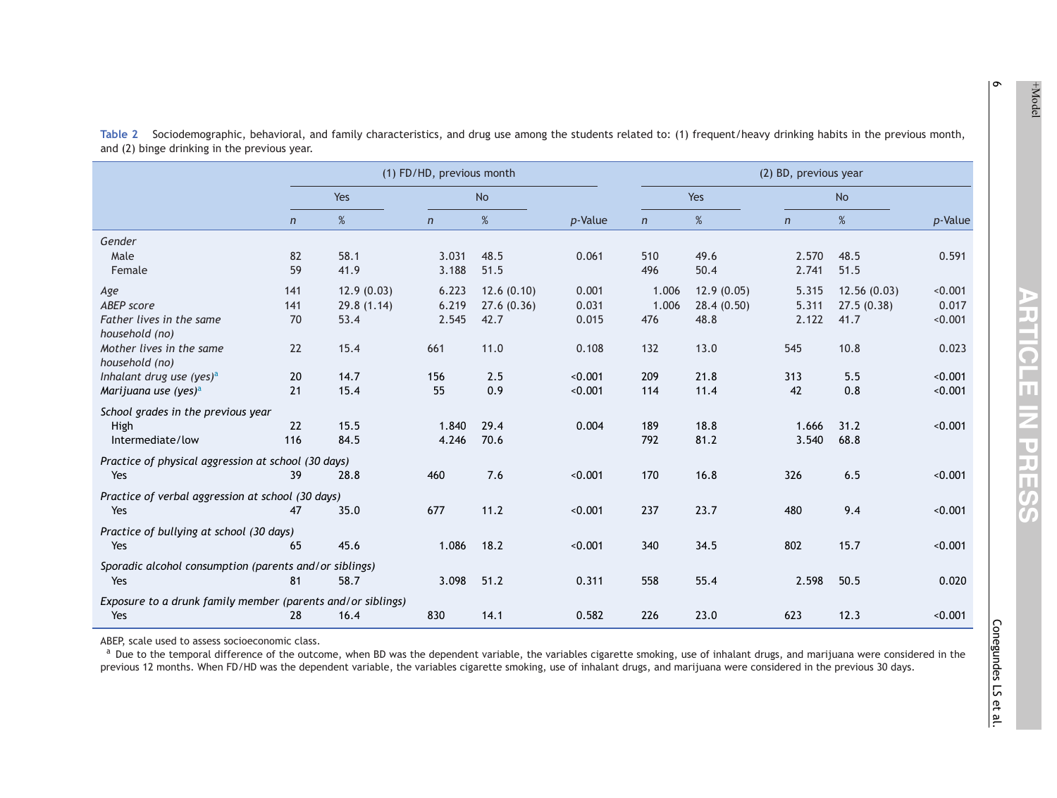**Table 2** Sociodemographic, behavioral, and family characteristics, and drug use among the students related to: (1) frequent/heavy drinking habits in the previous month, and (2) binge drinking in the previous year.

| | (1) FD/HD, previous month | | | | | (2) BD, previous year | | | | |
|---|---|---|---|---|---|---|---|---|---|---|
| | Yes | | No | | | Yes | | No | | |
| | *n* | % | *n* | % | *p*-Value | *n* | % | *n* | % | *p*-Value |
| *Gender* | | | | | | | | | | |
| Male | 82 | 58.1 | 3.031 | 48.5 | 0.061 | 510 | 49.6 | 2.570 | 48.5 | 0.591 |
| Female | 59 | 41.9 | 3.188 | 51.5 | | 496 | 50.4 | 2.741 | 51.5 | |
| *Age* | 141 | 12.9 (0.03) | 6.223 | 12.6 (0.10) | 0.001 | 1.006 | 12.9 (0.05) | 5.315 | 12.56 (0.03) | <0.001 |
| *ABEP score* | 141 | 29.8 (1.14) | 6.219 | 27.6 (0.36) | 0.031 | 1.006 | 28.4 (0.50) | 5.311 | 27.5 (0.38) | 0.017 |
| *Father lives in the same household (no)* | 70 | 53.4 | 2.545 | 42.7 | 0.015 | 476 | 48.8 | 2.122 | 41.7 | <0.001 |
| *Mother lives in the same household (no)* | 22 | 15.4 | 661 | 11.0 | 0.108 | 132 | 13.0 | 545 | 10.8 | 0.023 |
| *Inhalant drug use (yes)*[a] | 20 | 14.7 | 156 | 2.5 | <0.001 | 209 | 21.8 | 313 | 5.5 | <0.001 |
| *Marijuana use (yes)*[a] | 21 | 15.4 | 55 | 0.9 | <0.001 | 114 | 11.4 | 42 | 0.8 | <0.001 |
| *School grades in the previous year* | | | | | | | | | | |
| High | 22 | 15.5 | 1.840 | 29.4 | 0.004 | 189 | 18.8 | 1.666 | 31.2 | <0.001 |
| Intermediate/low | 116 | 84.5 | 4.246 | 70.6 | | 792 | 81.2 | 3.540 | 68.8 | |
| *Practice of physical aggression at school (30 days)* | | | | | | | | | | |
| Yes | 39 | 28.8 | 460 | 7.6 | <0.001 | 170 | 16.8 | 326 | 6.5 | <0.001 |
| *Practice of verbal aggression at school (30 days)* | | | | | | | | | | |
| Yes | 47 | 35.0 | 677 | 11.2 | <0.001 | 237 | 23.7 | 480 | 9.4 | <0.001 |
| *Practice of bullying at school (30 days)* | | | | | | | | | | |
| Yes | 65 | 45.6 | 1.086 | 18.2 | <0.001 | 340 | 34.5 | 802 | 15.7 | <0.001 |
| *Sporadic alcohol consumption (parents and/or siblings)* | | | | | | | | | | |
| Yes | 81 | 58.7 | 3.098 | 51.2 | 0.311 | 558 | 55.4 | 2.598 | 50.5 | 0.020 |
| *Exposure to a drunk family member (parents and/or siblings)* | | | | | | | | | | |
| Yes | 28 | 16.4 | 830 | 14.1 | 0.582 | 226 | 23.0 | 623 | 12.3 | <0.001 |

ABEP, scale used to assess socioeconomic class.

[a] Due to the temporal difference of the outcome, when BD was the dependent variable, the variables cigarette smoking, use of inhalant drugs, and marijuana were considered in the previous 12 months. When FD/HD was the dependent variable, the variables cigarette smoking, use of inhalant drugs, and marijuana were considered in the previous 30 days.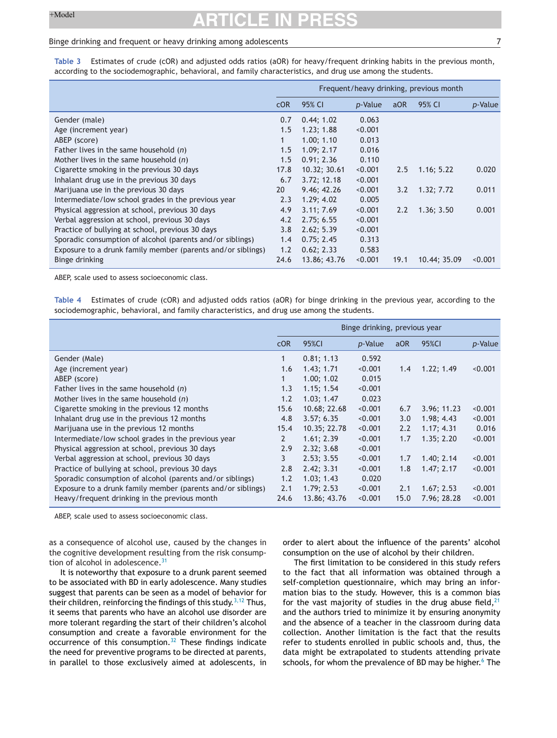**Table 3** Estimates of crude (cOR) and adjusted odds ratios (aOR) for heavy/frequent drinking habits in the previous month, according to the sociodemographic, behavioral, and family characteristics, and drug use among the students.

| | Frequent/heavy drinking, previous month | | | | | |
|---|---|---|---|---|---|---|
| | cOR | 95% CI | *p*-Value | aOR | 95% CI | *p*-Value |
| Gender (male) | 0.7 | 0.44; 1.02 | 0.063 | | | |
| Age (increment year) | 1.5 | 1.23; 1.88 | <0.001 | | | |
| ABEP (score) | 1 | 1.00; 1.10 | 0.013 | | | |
| Father lives in the same household (*n*) | 1.5 | 1.09; 2.17 | 0.016 | | | |
| Mother lives in the same household (*n*) | 1.5 | 0.91; 2.36 | 0.110 | | | |
| Cigarette smoking in the previous 30 days | 17.8 | 10.32; 30.61 | <0.001 | 2.5 | 1.16; 5.22 | 0.020 |
| Inhalant drug use in the previous 30 days | 6.7 | 3.72; 12.18 | <0.001 | | | |
| Marijuana use in the previous 30 days | 20 | 9.46; 42.26 | <0.001 | 3.2 | 1.32; 7.72 | 0.011 |
| Intermediate/low school grades in the previous year | 2.3 | 1.29; 4.02 | 0.005 | | | |
| Physical aggression at school, previous 30 days | 4.9 | 3.11; 7.69 | <0.001 | 2.2 | 1.36; 3.50 | 0.001 |
| Verbal aggression at school, previous 30 days | 4.2 | 2.75; 6.55 | <0.001 | | | |
| Practice of bullying at school, previous 30 days | 3.8 | 2.62; 5.39 | <0.001 | | | |
| Sporadic consumption of alcohol (parents and/or siblings) | 1.4 | 0.75; 2.45 | 0.313 | | | |
| Exposure to a drunk family member (parents and/or siblings) | 1.2 | 0.62; 2.33 | 0.583 | | | |
| Binge drinking | 24.6 | 13.86; 43.76 | <0.001 | 19.1 | 10.44; 35.09 | <0.001 |

ABEP, scale used to assess socioeconomic class.

**Table 4** Estimates of crude (cOR) and adjusted odds ratios (aOR) for binge drinking in the previous year, according to the sociodemographic, behavioral, and family characteristics, and drug use among the students.

| | Binge drinking, previous year | | | | | |
|---|---|---|---|---|---|---|
| | cOR | 95%CI | *p*-Value | aOR | 95%CI | *p*-Value |
| Gender (Male) | 1 | 0.81; 1.13 | 0.592 | | | |
| Age (increment year) | 1.6 | 1.43; 1.71 | <0.001 | 1.4 | 1.22; 1.49 | <0.001 |
| ABEP (score) | 1 | 1.00; 1.02 | 0.015 | | | |
| Father lives in the same household (*n*) | 1.3 | 1.15; 1.54 | <0.001 | | | |
| Mother lives in the same household (*n*) | 1.2 | 1.03; 1.47 | 0.023 | | | |
| Cigarette smoking in the previous 12 months | 15.6 | 10.68; 22.68 | <0.001 | 6.7 | 3.96; 11.23 | <0.001 |
| Inhalant drug use in the previous 12 months | 4.8 | 3.57; 6.35 | <0.001 | 3.0 | 1.98; 4.43 | <0.001 |
| Marijuana use in the previous 12 months | 15.4 | 10.35; 22.78 | <0.001 | 2.2 | 1.17; 4.31 | 0.016 |
| Intermediate/low school grades in the previous year | 2 | 1.61; 2.39 | <0.001 | 1.7 | 1.35; 2.20 | <0.001 |
| Physical aggression at school, previous 30 days | 2.9 | 2.32; 3.68 | <0.001 | | | |
| Verbal aggression at school, previous 30 days | 3 | 2.53; 3.55 | <0.001 | 1.7 | 1.40; 2.14 | <0.001 |
| Practice of bullying at school, previous 30 days | 2.8 | 2.42; 3.31 | <0.001 | 1.8 | 1.47; 2.17 | <0.001 |
| Sporadic consumption of alcohol (parents and/or siblings) | 1.2 | 1.03; 1.43 | 0.020 | | | |
| Exposure to a drunk family member (parents and/or siblings) | 2.1 | 1.79; 2.53 | <0.001 | 2.1 | 1.67; 2.53 | <0.001 |
| Heavy/frequent drinking in the previous month | 24.6 | 13.86; 43.76 | <0.001 | 15.0 | 7.96; 28.28 | <0.001 |

ABEP, scale used to assess socioeconomic class.

as a consequence of alcohol use, caused by the changes in the cognitive development resulting from the risk consumption of alcohol in adolescence.[31]

It is noteworthy that exposure to a drunk parent seemed to be associated with BD in early adolescence. Many studies suggest that parents can be seen as a model of behavior for their children, reinforcing the findings of this study.[3,12] Thus, it seems that parents who have an alcohol use disorder are more tolerant regarding the start of their children's alcohol consumption and create a favorable environment for the occurrence of this consumption.[32] These findings indicate the need for preventive programs to be directed at parents, in parallel to those exclusively aimed at adolescents, in order to alert about the influence of the parents' alcohol consumption on the use of alcohol by their children.

The first limitation to be considered in this study refers to the fact that all information was obtained through a self-completion questionnaire, which may bring an information bias to the study. However, this is a common bias for the vast majority of studies in the drug abuse field,[21] and the authors tried to minimize it by ensuring anonymity and the absence of a teacher in the classroom during data collection. Another limitation is the fact that the results refer to students enrolled in public schools and, thus, the data might be extrapolated to students attending private schools, for whom the prevalence of BD may be higher.[6] The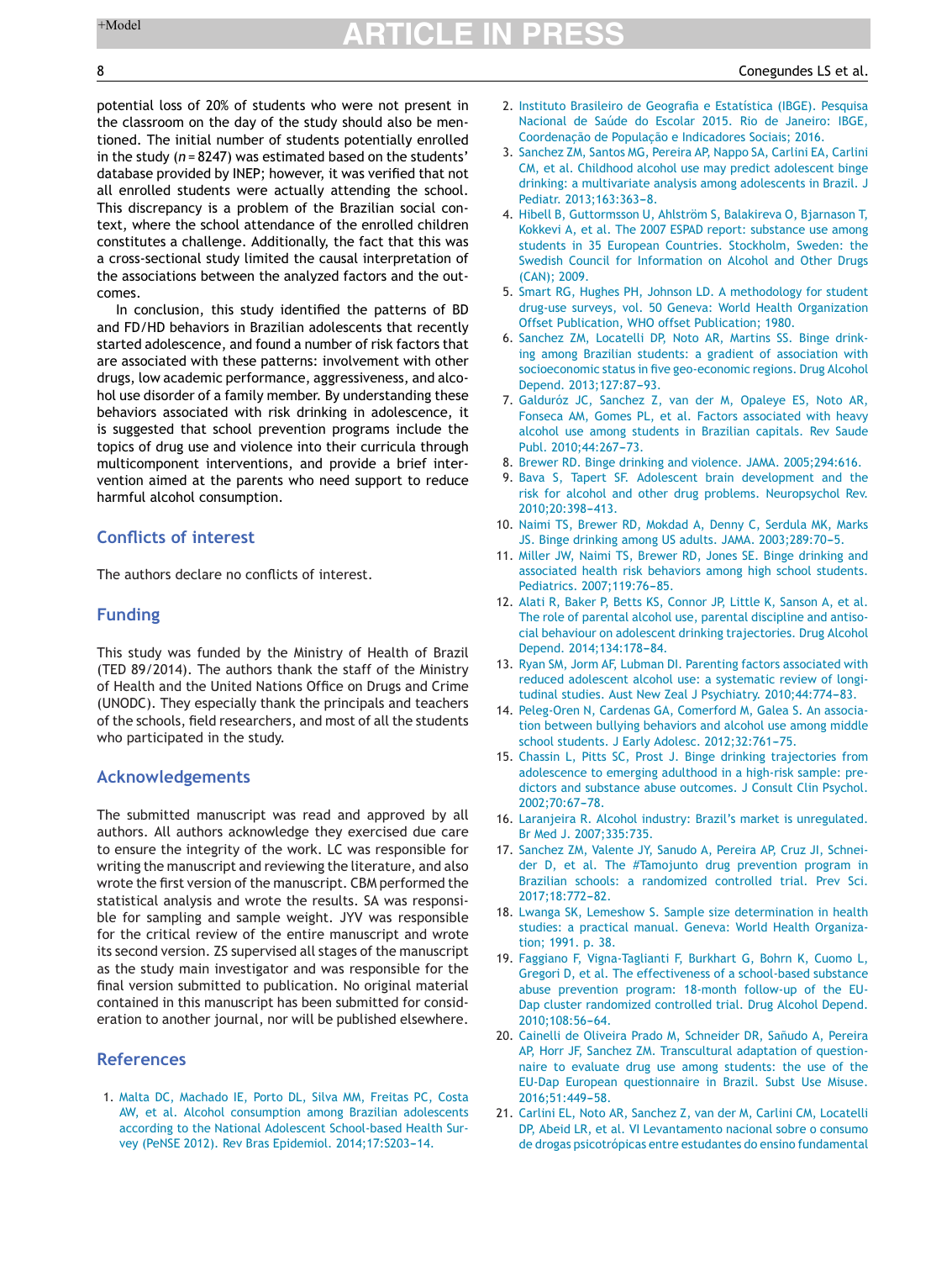potential loss of 20% of students who were not present in the classroom on the day of the study should also be mentioned. The initial number of students potentially enrolled in the study ($n = 8247$) was estimated based on the students' database provided by INEP; however, it was verified that not all enrolled students were actually attending the school. This discrepancy is a problem of the Brazilian social context, where the school attendance of the enrolled children constitutes a challenge. Additionally, the fact that this was a cross-sectional study limited the causal interpretation of the associations between the analyzed factors and the outcomes.

In conclusion, this study identified the patterns of BD and FD/HD behaviors in Brazilian adolescents that recently started adolescence, and found a number of risk factors that are associated with these patterns: involvement with other drugs, low academic performance, aggressiveness, and alcohol use disorder of a family member. By understanding these behaviors associated with risk drinking in adolescence, it is suggested that school prevention programs include the topics of drug use and violence into their curricula through multicomponent interventions, and provide a brief intervention aimed at the parents who need support to reduce harmful alcohol consumption.

## Conflicts of interest

The authors declare no conflicts of interest.

## Funding

This study was funded by the Ministry of Health of Brazil (TED 89/2014). The authors thank the staff of the Ministry of Health and the United Nations Office on Drugs and Crime (UNODC). They especially thank the principals and teachers of the schools, field researchers, and most of all the students who participated in the study.

## Acknowledgements

The submitted manuscript was read and approved by all authors. All authors acknowledge they exercised due care to ensure the integrity of the work. LC was responsible for writing the manuscript and reviewing the literature, and also wrote the first version of the manuscript. CBM performed the statistical analysis and wrote the results. SA was responsible for sampling and sample weight. JYV was responsible for the critical review of the entire manuscript and wrote its second version. ZS supervised all stages of the manuscript as the study main investigator and was responsible for the final version submitted to publication. No original material contained in this manuscript has been submitted for consideration to another journal, nor will be published elsewhere.

## References

1. Malta DC, Machado IE, Porto DL, Silva MM, Freitas PC, Costa AW, et al. Alcohol consumption among Brazilian adolescents according to the National Adolescent School-based Health Survey (PeNSE 2012). Rev Bras Epidemiol. 2014;17:S203–14.
2. Instituto Brasileiro de Geografia e Estatística (IBGE). Pesquisa Nacional de Saúde do Escolar 2015. Rio de Janeiro: IBGE, Coordenação de População e Indicadores Sociais; 2016.
3. Sanchez ZM, Santos MG, Pereira AP, Nappo SA, Carlini EA, Carlini CM, et al. Childhood alcohol use may predict adolescent binge drinking: a multivariate analysis among adolescents in Brazil. J Pediatr. 2013;163:363–8.
4. Hibell B, Guttormsson U, Ahlström S, Balakireva O, Bjarnason T, Kokkevi A, et al. The 2007 ESPAD report: substance use among students in 35 European Countries. Stockholm, Sweden: the Swedish Council for Information on Alcohol and Other Drugs (CAN); 2009.
5. Smart RG, Hughes PH, Johnson LD. A methodology for student drug-use surveys, vol. 50 Geneva: World Health Organization Offset Publication, WHO offset Publication; 1980.
6. Sanchez ZM, Locatelli DP, Noto AR, Martins SS. Binge drinking among Brazilian students: a gradient of association with socioeconomic status in five geo-economic regions. Drug Alcohol Depend. 2013;127:87–93.
7. Galduróz JC, Sanchez Z, van der M, Opaleye ES, Noto AR, Fonseca AM, Gomes PL, et al. Factors associated with heavy alcohol use among students in Brazilian capitals. Rev Saude Publ. 2010;44:267–73.
8. Brewer RD. Binge drinking and violence. JAMA. 2005;294:616.
9. Bava S, Tapert SF. Adolescent brain development and the risk for alcohol and other drug problems. Neuropsychol Rev. 2010;20:398–413.
10. Naimi TS, Brewer RD, Mokdad A, Denny C, Serdula MK, Marks JS. Binge drinking among US adults. JAMA. 2003;289:70–5.
11. Miller JW, Naimi TS, Brewer RD, Jones SE. Binge drinking and associated health risk behaviors among high school students. Pediatrics. 2007;119:76–85.
12. Alati R, Baker P, Betts KS, Connor JP, Little K, Sanson A, et al. The role of parental alcohol use, parental discipline and antisocial behaviour on adolescent drinking trajectories. Drug Alcohol Depend. 2014;134:178–84.
13. Ryan SM, Jorm AF, Lubman DI. Parenting factors associated with reduced adolescent alcohol use: a systematic review of longitudinal studies. Aust New Zeal J Psychiatry. 2010;44:774–83.
14. Peleg-Oren N, Cardenas GA, Comerford M, Galea S. An association between bullying behaviors and alcohol use among middle school students. J Early Adolesc. 2012;32:761–75.
15. Chassin L, Pitts SC, Prost J. Binge drinking trajectories from adolescence to emerging adulthood in a high-risk sample: predictors and substance abuse outcomes. J Consult Clin Psychol. 2002;70:67–78.
16. Laranjeira R. Alcohol industry: Brazil's market is unregulated. Br Med J. 2007;335:735.
17. Sanchez ZM, Valente JY, Sanudo A, Pereira AP, Cruz JI, Schneider D, et al. The #Tamojunto drug prevention program in Brazilian schools: a randomized controlled trial. Prev Sci. 2017;18:772–82.
18. Lwanga SK, Lemeshow S. Sample size determination in health studies: a practical manual. Geneva: World Health Organization; 1991. p. 38.
19. Faggiano F, Vigna-Taglianti F, Burkhart G, Bohrn K, Cuomo L, Gregori D, et al. The effectiveness of a school-based substance abuse prevention program: 18-month follow-up of the EU-Dap cluster randomized controlled trial. Drug Alcohol Depend. 2010;108:56–64.
20. Cainelli de Oliveira Prado M, Schneider DR, Sañudo A, Pereira AP, Horr JF, Sanchez ZM. Transcultural adaptation of questionnaire to evaluate drug use among students: the use of the EU-Dap European questionnaire in Brazil. Subst Use Misuse. 2016;51:449–58.
21. Carlini EL, Noto AR, Sanchez Z, van der M, Carlini CM, Locatelli DP, Abeid LR, et al. VI Levantamento nacional sobre o consumo de drogas psicotrópicas entre estudantes do ensino fundamental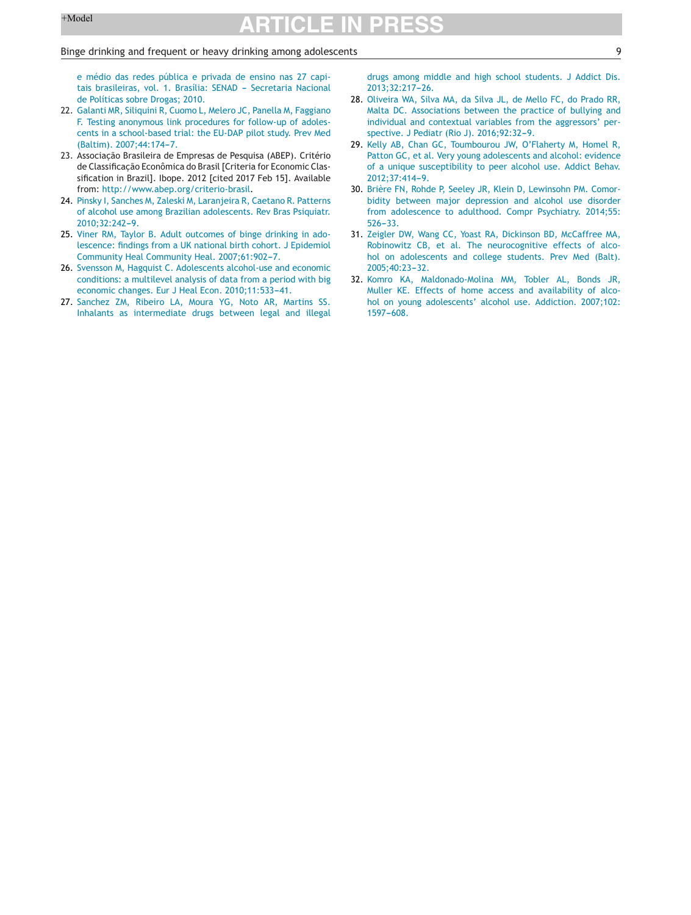e médio das redes pública e privada de ensino nas 27 capitais brasileiras, vol. 1. Brasília: SENAD – Secretaria Nacional de Políticas sobre Drogas; 2010.

22. Galanti MR, Siliquini R, Cuomo L, Melero JC, Panella M, Faggiano F. Testing anonymous link procedures for follow-up of adolescents in a school-based trial: the EU-DAP pilot study. Prev Med (Baltim). 2007;44:174–7.
23. Associação Brasileira de Empresas de Pesquisa (ABEP). Critério de Classificação Econômica do Brasil [Criteria for Economic Classification in Brazil]. Ibope. 2012 [cited 2017 Feb 15]. Available from: http://www.abep.org/criterio-brasil.
24. Pinsky I, Sanches M, Zaleski M, Laranjeira R, Caetano R. Patterns of alcohol use among Brazilian adolescents. Rev Bras Psiquiatr. 2010;32:242–9.
25. Viner RM, Taylor B. Adult outcomes of binge drinking in adolescence: findings from a UK national birth cohort. J Epidemiol Community Heal Community Heal. 2007;61:902–7.
26. Svensson M, Hagquist C. Adolescents alcohol-use and economic conditions: a multilevel analysis of data from a period with big economic changes. Eur J Heal Econ. 2010;11:533–41.
27. Sanchez ZM, Ribeiro LA, Moura YG, Noto AR, Martins SS. Inhalants as intermediate drugs between legal and illegal drugs among middle and high school students. J Addict Dis. 2013;32:217–26.
28. Oliveira WA, Silva MA, da Silva JL, de Mello FC, do Prado RR, Malta DC. Associations between the practice of bullying and individual and contextual variables from the aggressors' perspective. J Pediatr (Rio J). 2016;92:32–9.
29. Kelly AB, Chan GC, Toumbourou JW, O'Flaherty M, Homel R, Patton GC, et al. Very young adolescents and alcohol: evidence of a unique susceptibility to peer alcohol use. Addict Behav. 2012;37:414–9.
30. Brière FN, Rohde P, Seeley JR, Klein D, Lewinsohn PM. Comorbidity between major depression and alcohol use disorder from adolescence to adulthood. Compr Psychiatry. 2014;55:526–33.
31. Zeigler DW, Wang CC, Yoast RA, Dickinson BD, McCaffree MA, Robinowitz CB, et al. The neurocognitive effects of alcohol on adolescents and college students. Prev Med (Balt). 2005;40:23–32.
32. Komro KA, Maldonado-Molina MM, Tobler AL, Bonds JR, Muller KE. Effects of home access and availability of alcohol on young adolescents' alcohol use. Addiction. 2007;102:1597–608.